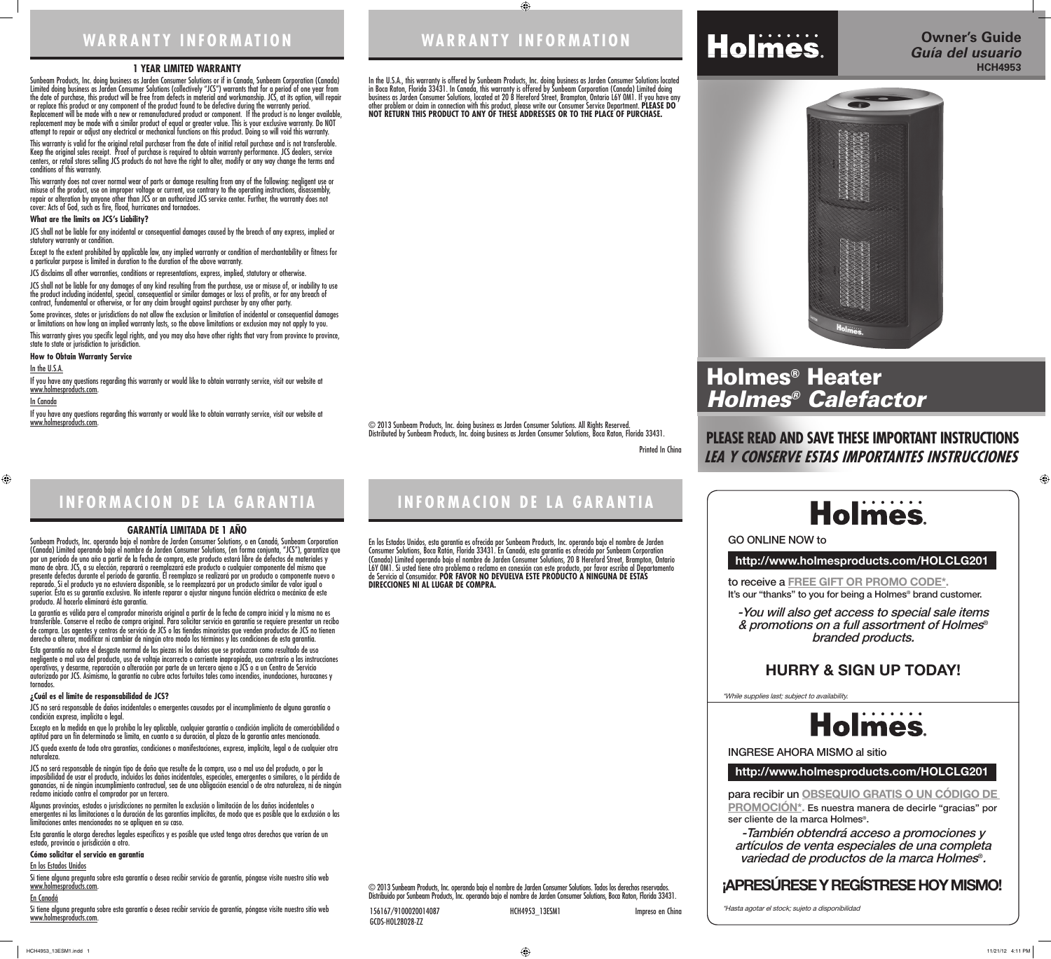# WARRANTY INFORMATION

## 1 YEAR LIMITED WARRANTY

Sunbeam Products, Inc. doing business as Jarden Consumer Solutions or if in Canada, Sunbeam Corporation (Canada) Limited doing business as Jarden Consumer Solutions (collectively "JCS") warrants that for a period of one year from the date of purchase, this product will be free from defects in material and workmanship. JCS, at its option, will repair or replace this product or any component of the product found to be defective during the warranty period. Replacement will be made with a new or remanufactured product or component. If the product is no longer available, replacement may be made with a similar product of equal or greater value. This is your exclusive warranty. Do NOT attempt to repair or adjust any electrical or mechanical functions on this product. Doing so will void this warranty.

This warranty is valid for the original retail purchaser from the date of initial retail purchase and is not transferable. Keep the original sales receipt. Proof of purchase is required to obtain warranty performance. JCS dealers, service centers, or retail stores selling JCS products do not have the right to alter, modify or any way change the terms and conditions of this warranty.

This warranty does not cover normal wear of parts or damage resulting from any of the following: negligent use or misuse of the product, use on improper voltage or current, use contrary to the operating instructions, disassembly, repair or alteration by anyone other than JCS or an authorized JCS service center. Further, the warranty does not cover: Acts of God, such as fire, flood, hurricanes and tornadoes.

**What are the limits on JCS's Liability?**

JCS shall not be liable for any incidental or consequential damages caused by the breach of any express, implied or statutory warranty or condition.

Except to the extent prohibited by applicable law, any implied warranty or condition of merchantability or fitness for a particular purpose is limited in duration to the duration of the above warranty.

JCS disclaims all other warranties, conditions or representations, express, implied, statutory or otherwise.

JCS shall not be liable for any damages of any kind resulting from the purchase, use or misuse of, or inability to use the product including incidental, special, consequential or similar damages or loss of profits, or for any breach of contract, fundamental or otherwise, or for any claim brought against purchaser by any other party.

Some provinces, states or jurisdictions do not allow the exclusion or limitation of incidental or consequential damages or limitations on how long an implied warranty lasts, so the above limitations or exclusion may not apply to you.

This warranty gives you specific legal rights, and you may also have other rights that vary from province to province, state to state or jurisdiction to jurisdiction.

**How to Obtain Warranty Service**

In the U.S.A.

If you have any questions regarding this warranty or would like to obtain warranty service, visit our website at www.holmesproducts.com.

In Canada

If you have any questions regarding this warranty or would like to obtain warranty service, visit our website at www.holmesproducts.com.

In the U.S.A., this warranty is offered by Sunbeam Products, Inc. doing business as Jarden Consumer Solutions located in Boca Raton, Florida 33431. In Canada, this warranty is offered by Sunbeam Corporation (Canada) Limited doing business as Jarden Consumer Solutions, located at 20 B Hereford Street, Brampton, Ontario L6Y 0M1. If you have any other problem or claim in connection with this product, please write our Consumer Service Department. **PLEASE DO NOT RETURN THIS PRODUCT TO ANY OF THESE ADDRESSES OR TO THE PLACE OF PURCHASE.**

© 2013 Sunbeam Products, Inc. doing business as Jarden Consumer Solutions. All Rights Reserved.
Distributed by Sunbeam Products, Inc. doing business as Jarden Consumer Solutions, Boca Raton, Florida 33431.

Printed In China

# INFORMACION DE LA GARANTIA

## GARANTÍA LIMITADA DE 1 AÑO

Sunbeam Products, Inc. operando bajo el nombre de Jarden Consumer Solutions, o en Canadá, Sunbeam Corporation (Canada) Limited operando bajo el nombre de Jarden Consumer Solutions, (en forma conjunta, "JCS"), garantiza que por un período de uno año a partir de la fecha de compra, este producto estará libre de defectos de materiales y mano de obra. JCS, a su elección, reparará o reemplazará este producto o cualquier componente del mismo que presente defectos durante el período de garantía. El reemplazo se realizará por un producto o componente nuevo o reparado. Si el producto ya no estuviera disponible, se lo reemplazará por un producto similar de valor igual o superior. Ésta es su garantía exclusiva. No intente reparar o ajustar ninguna función eléctrica o mecánica de este producto. Al hacerlo elimínará ésta garantía.

La garantía es válida para el comprador minorista original a partir de la fecha de compra inicial y la misma no es transferible. Conserve el recibo de compra original. Para solicitar servicio en garantía se requiere presentar un recibo de compra. Los agentes y centros de servicio de JCS o las tiendas minoristas que venden productos de JCS no tienen derecho a alterar, modificar ni cambiar de ningún otro modo los términos y las condiciones de esta garantía.

Esta garantía no cubre el desgaste normal de las piezas ni los daños que se produzcan como resultado de uso negligente o mal uso del producto, uso de voltaje incorrecto o corriente inapropiada, uso contrario a las instrucciones operativas, y desarme, reparación o alteración por parte de un tercero ajeno a JCS o a un Centro de Servicio autorizado por JCS. Asimismo, la garantía no cubre actos fortuitos tales como incendios, inundaciones, huracanes y tornados.

**¿Cuál es el límite de responsabilidad de JCS?**

JCS no será responsable de daños incidentales o emergentes causados por el incumplimiento de alguna garantía o condición expresa, implícita o legal.

Excepto en la medida en que lo prohíba la ley aplicable, cualquier garantía o condición implícita de comerciabilidad o aptitud para un fin determinado se limita, en cuanto a su duración, al plazo de la garantía antes mencionada.

JCS queda exenta de toda otra garantías, condiciones o manifestaciones, expresa, implícita, legal o de cualquier otra naturaleza.

JCS no será responsable de ningún tipo de daño que resulte de la compra, uso o mal uso del producto, o por la imposibilidad de usar el producto, incluidos los daños incidentales, especiales, emergentes o similares, o la pérdida de ganancias, ni de ningún incumplimiento contractual, sea de una obligación esencial o de otra naturaleza, ni de ningún reclamo iniciado contra el comprador por un tercero.

Algunas provincias, estados o jurisdicciones no permiten la exclusión o limitación de los daños incidentales o emergentes ni las limitaciones a la duración de las garantías implícitas, de modo que es posible que la exclusión o las limitaciones antes mencionadas no se apliquen en su caso.

Esta garantía le otorga derechos legales específicos y es posible que usted tenga otros derechos que varían de un estado, provincia o jurisdicción a otro.

**Cómo solicitar el servicio en garantía**

En los Estados Unidos

Si tiene alguna pregunta sobre esta garantía o desea recibir servicio de garantía, póngase visite nuestro sitio web www.holmesproducts.com.

En Canadá

Si tiene alguna pregunta sobre esta garantía o desea recibir servicio de garantía, póngase visite nuestro sitio web www.holmesproducts.com.

En los Estados Unidos, esta garantía es ofrecida por Sunbeam Products, Inc. operando bajo el nombre de Jarden Consumer Solutions, Boca Ratón, Florida 33431. En Canadá, esta garantía es ofrecida por Sunbeam Corporation (Canada) Limited operando bajo el nombre de Jarden Consumer Solutions, 20 B Hereford Street, Brampton, Ontario L6Y 0M1. Si usted tiene otro problema o reclamo en conexión con este producto, por favor escriba al Departamento de Servicio al Consumidor. **POR FAVOR NO DEVUELVA ESTE PRODUCTO A NINGUNA DE ESTAS DIRECCIONES NI AL LUGAR DE COMPRA.**

© 2013 Sunbeam Products, Inc. operando bajo el nombre de Jarden Consumer Solutions. Todos los derechos reservados.
Distribuido por Sunbeam Products, Inc. operando bajo el nombre de Jarden Consumer Solutions, Boca Ratón, Florida 33431.

156167/9100020014087 HCH4953_13ESM1 Impreso en China
GCDS-HOL28028-ZZ

# Holmes.

**Owner's Guide**
***Guía del usuario***
**HCH4953**

# Holmes® Heater
# *Holmes® Calefactor*

**PLEASE READ AND SAVE THESE IMPORTANT INSTRUCTIONS**
***LEA Y CONSERVE ESTAS IMPORTANTES INSTRUCCIONES***

## Holmes.

GO ONLINE NOW to

**http://www.holmesproducts.com/HOLCLG201**

to receive a **FREE GIFT OR PROMO CODE***.
It's our "thanks" to you for being a Holmes® brand customer.

*-You will also get access to special sale items & promotions on a full assortment of Holmes® branded products.*

**HURRY & SIGN UP TODAY!**

*\*While supplies last; subject to availability.*

## Holmes.

INGRESE AHORA MISMO al sitio

**http://www.holmesproducts.com/HOLCLG201**

para recibir un **OBSEQUIO GRATIS O UN CÓDIGO DE PROMOCIÓN***. Es nuestra manera de decirle "gracias" por ser cliente de la marca Holmes®.

*-También obtendrá acceso a promociones y artículos de venta especiales de una completa variedad de productos de la marca Holmes®.*

**¡APRESÚRESE Y REGÍSTRESE HOY MISMO!**

*\*Hasta agotar el stock; sujeto a disponibilidad*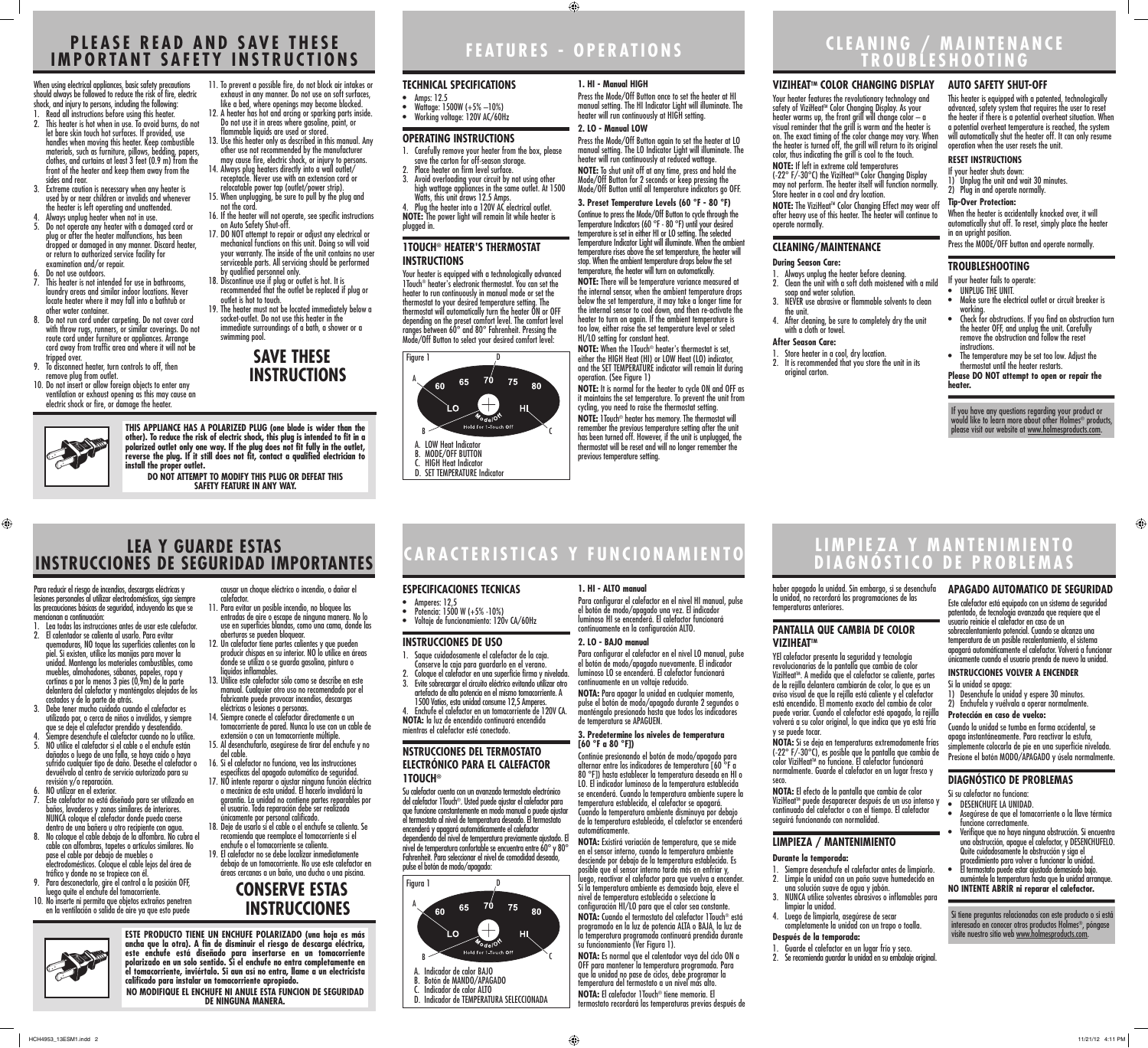# PLEASE READ AND SAVE THESE IMPORTANT SAFETY INSTRUCTIONS

When using electrical appliances, basic safety precautions should always be followed to reduce the risk of fire, electric shock, and injury to persons, including the following:

1. Read all instructions before using this heater.
2. This heater is hot when in use. To avoid burns, do not let bare skin touch hot surfaces. If provided, use handles when moving this heater. Keep combustible materials, such as furniture, pillows, bedding, papers, clothes, and curtains at least 3 feet (0.9 m) from the front of the heater and keep them away from the sides and rear.
3. Extreme caution is necessary when any heater is used by or near children or invalids and whenever the heater is left operating and unattended.
4. Always unplug heater when not in use.
5. Do not operate any heater with a damaged cord or plug or after the heater malfunctions, has been dropped or damaged in any manner. Discard heater, or return to authorized service facility for examination and/or repair.
6. Do not use outdoors.
7. This heater is not intended for use in bathrooms, laundry areas and similar indoor locations. Never locate heater where it may fall into a bathtub or other water container.
8. Do not run cord under carpeting. Do not cover cord with throw rugs, runners, or similar coverings. Do not route cord under furniture or appliances. Arrange cord away from traffic area and where it will not be tripped over.
9. To disconnect heater, turn controls to off, then remove plug from outlet.
10. Do not insert or allow foreign objects to enter any ventilation or exhaust opening as this may cause an electric shock or fire, or damage the heater.
11. To prevent a possible fire, do not block air intakes or exhaust in any manner. Do not use on soft surfaces, like a bed, where openings may become blocked.
12. A heater has hot and arcing or sparking parts inside. Do not use it in areas where gasoline, paint, or flammable liquids are used or stored.
13. Use this heater only as described in this manual. Any other use not recommended by the manufacturer may cause fire, electric shock, or injury to persons.
14. Always plug heaters directly into a wall outlet/receptacle. Never use with an extension cord or relocatable power tap (outlet/power strip).
15. When unplugging, be sure to pull by the plug and not the cord.
16. If the heater will not operate, see specific instructions on Auto Safety Shut-off.
17. DO NOT attempt to repair or adjust any electrical or mechanical functions on this unit. Doing so will void your warranty. The inside of the unit contains no user serviceable parts. All servicing should be performed by qualified personnel only.
18. Discontinue use if plug or outlet is hot. It is recommended that the outlet be replaced if plug or outlet is hot to touch.
19. The heater must not be located immediately below a socket-outlet. Do not use this heater in the immediate surroundings of a bath, a shower or a swimming pool.

## SAVE THESE INSTRUCTIONS

**THIS APPLIANCE HAS A POLARIZED PLUG (one blade is wider than the other). To reduce the risk of electric shock, this plug is intended to fit in a polarized outlet only one way. If the plug does not fit fully in the outlet, reverse the plug. If it still does not fit, contact a qualified electrician to install the proper outlet.**

**DO NOT ATTEMPT TO MODIFY THIS PLUG OR DEFEAT THIS SAFETY FEATURE IN ANY WAY.**

# FEATURES - OPERATIONS

### TECHNICAL SPECIFICATIONS

- Amps: 12.5
- Wattage: 1500W (+5% –10%)
- Working voltage: 120V AC/60Hz

### OPERATING INSTRUCTIONS

1. Carefully remove your heater from the box, please save the carton for off-season storage.
2. Place heater on firm level surface.
3. Avoid overloading your circuit by not using other high wattage appliances in the same outlet. At 1500 Watts, this unit draws 12.5 Amps.
4. Plug the heater into a 120V AC electrical outlet.

**NOTE:** The power light will remain lit while heater is plugged in.

### 1TOUCH® HEATER'S THERMOSTAT INSTRUCTIONS

Your heater is equipped with a technologically advanced 1Touch® heater's electronic thermostat. You can set the heater to run continuously in manual mode or set the thermostat to your desired temperature setting. The thermostat will automatically turn the heater ON or OFF depending on the preset comfort level. The comfort level ranges between 60° and 80° Fahrenheit. Pressing the Mode/Off Button to select your desired comfort level:

Figure 1

60 65 70 75 80
LO HI
Mode/Off
Hold for 1-Touch Off

A. LOW Heat Indicator
B. MODE/OFF BUTTON
C. HIGH Heat Indicator
D. SET TEMPERATURE Indicator

**1. HI - Manual HIGH**

Press the Mode/Off Button once to set the heater at HI manual setting. The HI Indicator Light will illuminate. The heater will run continuously at HIGH setting.

**2. LO - Manual LOW**

Press the Mode/Off Button again to set the heater at LO manual setting. The LO Indicator Light will illuminate. The heater will run continuously at reduced wattage.

**NOTE:** To shut unit off at any time, press and hold the Mode/Off Button for 2 seconds or keep pressing the Mode/Off Button until all temperature indicators go OFF.

**3. Preset Temperature Levels (60 °F - 80 °F)**

Continue to press the Mode/Off Button to cycle through the Temperature Indicators (60 °F - 80 °F) until your desired temperature is set in either HI or LO setting. The selected Temperature Indicator Light will illuminate. When the ambient temperature rises above the set temperature, the heater will stop. When the ambient temperature drops below the set temperature, the heater will turn on automatically.

**NOTE:** There will be temperature variance measured at the internal sensor, when the ambient temperature drops below the set temperature, it may take a longer time for the internal sensor to cool down, and then re-activate the heater to turn on again. If the ambient temperature is too low, either raise the set temperature level or select HI/LO setting for constant heat.

**NOTE:** When the 1Touch® heater's thermostat is set, either the HIGH Heat (HI) or LOW Heat (LO) indicator, and the SET TEMPERATURE indicator will remain lit during operation. (See Figure 1)

**NOTE:** It is normal for the heater to cycle ON and OFF as it maintains the set temperature. To prevent the unit from cycling, you need to raise the thermostat setting.

**NOTE:** 1Touch® heater has memory. The thermostat will remember the previous temperature setting after the unit has been turned off. However, if the unit is unplugged, the thermostat will be reset and will no longer remember the previous temperature setting.

# CLEANING / MAINTENANCE TROUBLESHOOTING

### VIZIHEAT™ COLOR CHANGING DISPLAY

Your heater features the revolutionary technology and safety of VizHeat™ Color Changing Display. As your heater warms up, the front grill will change color – a visual reminder that the grill is warm and the heater is on. The exact timing of the color change may vary. When the heater is turned off, the grill will return to its original color, thus indicating the grill is cool to the touch.

**NOTE:** If left in extreme cold temperatures (-22° F/-30°C) the VizHeat™ Color Changing Display may not perform. The heater itself will function normally. Store heater in a cool and dry location.

**NOTE:** The VizHeat™ Color Changing Effect may wear off after heavy use of this heater. The heater will continue to operate normally.

### CLEANING/MAINTENANCE

**During Season Care:**

1. Always unplug the heater before cleaning.
2. Clean the unit with a soft cloth moistened with a mild soap and water solution.
3. NEVER use abrasive or flammable solvents to clean the unit.
4. After cleaning, be sure to completely dry the unit with a cloth or towel.

**After Season Care:**

1. Store heater in a cool, dry location.
2. It is recommended that you store the unit in its original carton.

### AUTO SAFETY SHUT-OFF

This heater is equipped with a patented, technologically advanced, safety system that requires the user to reset the heater if there is a potential overheat situation. When a potential overheat temperature is reached, the system will automatically shut the heater off. It can only resume operation when the user resets the unit.

**RESET INSTRUCTIONS**

If your heater shuts down:
1) Unplug the unit and wait 30 minutes.
2) Plug in and operate normally.

**Tip-Over Protection:**

When the heater is accidentally knocked over, it will automatically shut off. To reset, simply place the heater in an upright position.

Press the MODE/OFF button and operate normally.

### TROUBLESHOOTING

If your heater fails to operate:

- UNPLUG THE UNIT.
- Make sure the electrical outlet or circuit breaker is working.
- Check for obstructions. If you find an obstruction turn the heater OFF, and unplug the unit. Carefully remove the obstruction and follow the reset instructions.
- The temperature may be set too low. Adjust the thermostat until the heater restarts.

**Please DO NOT attempt to open or repair the heater.**

If you have any questions regarding your product or would like to learn more about other Holmes® products, please visit our website at www.holmesproducts.com.

# LEA Y GUARDE ESTAS INSTRUCCIONES DE SEGURIDAD IMPORTANTES

Para reducir el riesgo de incendios, descargas eléctricas y lesiones personales al utilizar electrodomésticos, siga siempre las precauciones básicas de seguridad, incluyendo las que se mencionan a continuación:

1. Lea todas las instrucciones antes de usar este calefactor.
2. El calentador se calienta al usarlo. Para evitar quemaduras, NO toque las superficies calientes con la piel. Si existen, utilice las manijas para mover la unidad. Mantenga los materiales combustibles, como muebles, almohadones, sábanas, papeles, ropa y cortinas a por lo menos 3 pies (0,9m) de la parte delantera del calefactor y manténgalos alejados de los costados y de la parte de atrás.
3. Debe tener mucho cuidado cuando el calefactor es utilizado por, o cerca de niños o inválidos, y siempre que se deje el calefactor prendido y desatendido.
4. Siempre desenchufe el calefactor cuando no lo utilice.
5. NO utilice el calefactor si el cable o el enchufe están dañados o luego de una falla, se haya caído o haya sufrido cualquier tipo de daño. Deseche el calefactor o devuélvalo al centro de servicio autorizado para su revisión y/o reparación.
6. NO utilizar en el exterior.
7. Este calefactor no está diseñado para ser utilizado en baños, lavaderos y zonas similares de interiores. NUNCA coloque el calefactor donde pueda caerse dentro de una bañera u otro recipiente con agua.
8. No coloque el cable debajo de la alfombra. No cubra el cable con alfombras, tapetes o artículos similares. No pase el cable por debajo de muebles o electrodomésticos. Coloque el cable lejos del área de tráfico y donde no se tropiece con él.
9. Para desconectarlo, gire el control a la posición OFF, luego quite el enchufe del tomacorriente.
10. No inserte ni permita que objetos extraños penetren en la ventilación o salida de aire ya que esto puede causar un choque eléctrico o incendio, o dañar el calefactor.
11. Para evitar un posible incendio, no bloquee las entradas de aire o escape de ninguna manera. No lo use en superficies blandas, como una cama, donde las aberturas se pueden bloquear.
12. Un calefactor tiene partes calientes y que pueden producir chispas en su interior. NO lo utilice en áreas donde se utiliza o se guarda gasolina, pintura o líquidos inflamables.
13. Utilice este calefactor sólo como se describe en este manual. Cualquier otro uso no recomendado por el fabricante puede provocar incendios, descargas eléctricas o lesiones a personas.
14. Siempre conecte el calefactor directamente a un tomacorriente de pared. Nunca lo use con un cable de extensión o con un tomacorriente múltiple.
15. Al desenchufarlo, asegúrese de tirar del enchufe y no del cable.
16. Si el calefactor no funciona, vea las instrucciones específicas del apagado automático de seguridad.
17. NO intente reparar o ajustar ninguna función eléctrica o mecánica de esta unidad. El hacerlo invalidará la garantía. La unidad no contiene partes reparables por el usuario. Toda reparación debe ser realizada únicamente por personal calificado.
18. Deje de usarlo si el cable o el enchufe se calienta. Se recomienda que reemplace el tomacorriente si el enchufe o el tomacorriente se calienta.
19. El calefactor no se debe localizar inmediatamente debajo de un tomacorriente. No use este calefactor en áreas cercanas a un baño, una ducha o una piscina.

## CONSERVE ESTAS INSTRUCCIONES

**ESTE PRODUCTO TIENE UN ENCHUFE POLARIZADO (una hoja es más ancha que la otra). A fin de disminuir el riesgo de descarga eléctrica, este enchufe está diseñado para insertarse en un tomacorriente polarizado en un solo sentido. Si el enchufe no entra completamente en el tomacorriente, inviértalo. Si aun así no entra, llame a un electricista calificado para instalar un tomacorriente apropiado.**

**NO MODIFIQUE EL ENCHUFE NI ANULE ESTA FUNCION DE SEGURIDAD DE NINGUNA MANERA.**

# CARACTERISTICAS Y FUNCIONAMIENTO

### ESPECIFICACIONES TECNICAS

- Amperes: 12,5
- Potencia: 1500 W (+5% -10%)
- Voltaje de funcionamiento: 120v CA/60Hz

### INSTRUCCIONES DE USO

1. Saque cuidadosamente el calefactor de la caja. Conserve la caja para guardarlo en el verano.
2. Coloque el calefactor en una superficie firma y nivelada.
3. Evite sobrecargar el circuito eléctrico evitando utilizar otro artefacto de alta potencia en el mismo tomacorriente. A 1500 Vatios, esta unidad consume 12,5 Amperes.
4. Enchufe el calefactor en un tomacorriente de 120V CA.

**NOTA:** la luz de encendido continuará encendida mientras el calefactor esté conectado.

### NSTRUCCIONES DEL TERMOSTATO ELECTRÓNICO PARA EL CALEFACTOR 1TOUCH®

Su calefactor cuenta con un avanzado termostato electrónico del calefactor 1Touch®. Usted puede ajustar el calefactor para que funcione constantemente en modo manual o puede ajustar el termostato al nivel de temperatura deseado. El termostato encenderá y apagará automáticamente el calefactor dependiendo del nivel de temperatura previamente ajustado. El nivel de temperatura confortable se encuentra entre 60° y 80° Fahrenheit. Para seleccionar el nivel de comodidad deseado, pulse el botón de modo/apagado:

Figura 1

60 65 70 75 80
LO HI
Mode/Off
Hold for 1-Touch Off

A. Indicador de calor BAJO
B. Botón de MANDO/APAGADO
C. Indicador de calor ALTO
D. Indicador de TEMPERATURA SELECCIONADA

**1. HI - ALTO manual**

Para configurar el calefactor en el nivel HI manual, pulse el botón de modo/apagado una vez. El indicador luminoso HI se encenderá. El calefactor funcionará continuamente en la configuración ALTO.

**2. LO - BAJO manual**

Para configurar el calefactor en el nivel LO manual, pulse el botón de modo/apagado nuevamente. El indicador luminoso LO se encenderá. El calefactor funcionará continuamente en un voltaje reducido.

**NOTA:** Para apagar la unidad en cualquier momento, pulse el botón de modo/apagado durante 2 segundos o manténgalo presionado hasta que todos los indicadores de temperatura se APAGUEN.

**3. Predetermine los niveles de temperatura (60 °F a 80 °F])**

Continúe presionando el botón de modo/apagado para alternar entre los indicadores de temperatura [60 °F a 80 °F]) hasta establecer la temperatura deseada en HI o LO. El indicador luminoso de la temperatura establecida se encenderá. Cuando la temperatura ambiente supere la temperatura establecida, el calefactor se apagará. Cuando la temperatura ambiente disminuya por debajo de la temperatura establecida, el calefactor se encenderá automáticamente.

**NOTA:** Existirá variación de temperatura, que se mide en el sensor interno, cuando la temperatura ambiente desciende por debajo de la temperatura establecida. Es posible que el sensor interno tarde más en enfriar y, luego, reactivar el calefactor para que vuelva a encender. Si la temperatura ambiente es demasiado baja, eleve el nivel de temperatura establecida o seleccione la configuración HI/LO para que el calor sea constante.

**NOTA:** Cuando el termostato del calefactor 1Touch® está programado en la luz de potencia ALTA o BAJA, la luz de la temperatura programada continuará prendida durante su funcionamiento (Ver Figura 1).

**NOTA:** Es normal que el calentador vaya del ciclo ON a OFF para mantener la temperatura programada. Para que la unidad no pase de ciclos, debe programar la temperatura del termostato a un nivel más alto.

**NOTA:** El calefactor 1Touch® tiene memoria. El termostato recordará las temperaturas previas después de haber apagado la unidad. Sin embargo, si se desenchufa la unidad, no recordará las programaciones de las temperaturas anteriores.

# LIMPIEZA Y MANTENIMIENTO DIAGNÓSTICO DE PROBLEMAS

### PANTALLA QUE CAMBIA DE COLOR VIZIHEAT™

YEl calefactor presenta la seguridad y tecnología revolucionarias de la pantalla que cambia de color VizHeat™. A medida que el calefactor se caliente, partes de la rejilla delantera cambiarán de color, lo que es un aviso visual de que la rejilla está caliente y el calefactor está encendido. El momento exacto del cambio de color puede variar. Cuando el calefactor esté apagado, la rejilla volverá a su color original, lo que indica que ya está fría y se puede tocar.

**NOTA:** Si se deja en temperaturas extremadamente frías (-22° F/-30°C), es posible que la pantalla que cambia de color VizHeat™ no funcione. El calefactor funcionará normalmente. Guarde el calefactor en un lugar fresco y seco.

**NOTA:** El efecto de la pantalla que cambia de color VizHeat™ puede desaparecer después de un uso intenso y continuado del calefactor con el tiempo. El calefactor seguirá funcionando con normalidad.

### LIMPIEZA / MANTENIMIENTO

**Durante la temporada:**

1. Siempre desenchufe el calefactor antes de limpiarlo.
2. Limpie la unidad con un paño suave humedecido en una solución suave de agua y jabón.
3. NUNCA utilice solventes abrasivos o inflamables para limpiar la unidad.
4. Luego de limpiarla, asegúrese de secar completamente la unidad con un trapo o toalla.

**Después de la temporada:**

1. Guarde el calefactor en un lugar frío y seco.
2. Se recomienda guardar la unidad en su embalaje original.

### APAGADO AUTOMATICO DE SEGURIDAD

Este calefactor está equipado con un sistema de seguridad patentado, de tecnología avanzada que requiere que el usuario reinicie el calefactor en caso de un sobrecalentamiento potencial. Cuando se alcanza una temperatura de un posible recalentamiento, el sistema apagará automáticamente el calefactor. Volverá a funcionar únicamente cuando el usuario prenda de nuevo la unidad.

**INSTRUCCIONES VOLVER A ENCENDER**

Si la unidad se apaga:
1) Desenchufe la unidad y espere 30 minutos.
2) Enchufela y vuélvala a operar normalmente.

**Protección en caso de vuelco:**

Cuando la unidad se tumba en forma accidental, se apaga instantáneamente. Para reactivar la estufa, simplemente colocarla de pie en una superficie nivelada. Presione el botón MODO/APAGADO y úsela normalmente.

### DIAGNÓSTICO DE PROBLEMAS

Si su calefactor no funciona:

- DESENCHUFE LA UNIDAD.
- Asegúrese de que el tomacorriente o la llave térmica funcione correctamente.
- Verifique que no haya ninguna obstrucción. Si encuentra una obstrucción, apague el calefactor, y DESENCHUFELO. Quite cuidadosamente la obstrucción y siga el procedimiento para volver a funcionar la unidad.
- El termostato puede estar ajustado demasiado bajo. auméntele la temperatura hasta que la unidad arranque.

**NO INTENTE ABRIR ni reparar el calefactor.**

Si tiene preguntas relacionadas con este producto o si está interesado en conocer otros productos Holmes®, póngase visite nuestro sitio web www.holmesproducts.com.